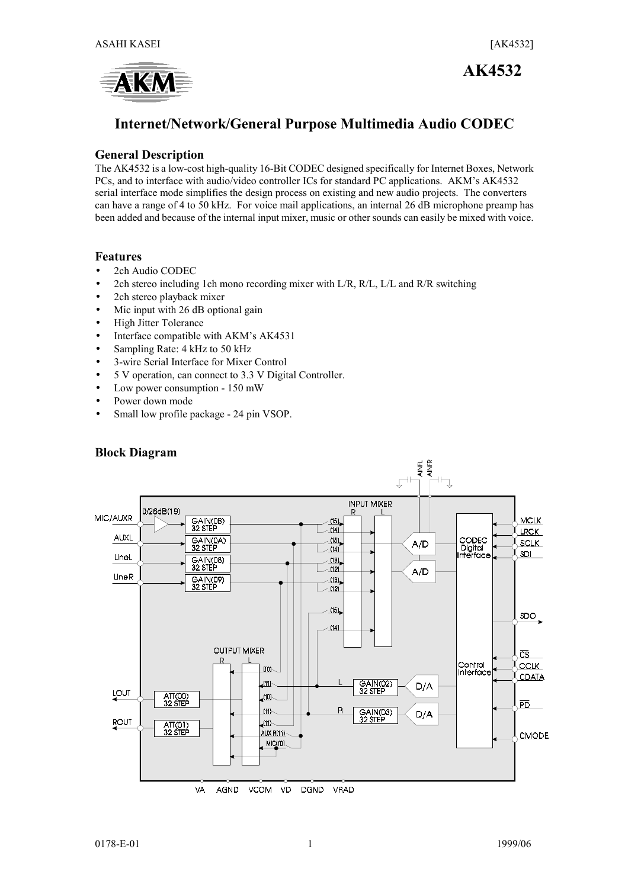# AK4532

## Internet/Network/General Purpose Multimedia Audio CODEC

### General Description

The AK4532 is a low-cost high-quality 16-Bit CODEC designed specifically for Internet Boxes, Network PCs, and to interface with audio/video controller ICs for standard PC applications. AKM's AK4532 serial interface mode simplifies the design process on existing and new audio projects. The converters can have a range of 4 to 50 kHz. For voice mail applications, an internal 26 dB microphone preamp has been added and because of the internal input mixer, music or other sounds can easily be mixed with voice.

### Features

- 2ch Audio CODEC
- 2ch stereo including 1ch mono recording mixer with L/R, R/L, L/L and R/R switching
- 2ch stereo playback mixer
- Mic input with 26 dB optional gain
- High Jitter Tolerance
- Interface compatible with AKM's AK4531
- Sampling Rate: 4 kHz to 50 kHz
- 3-wire Serial Interface for Mixer Control
- 5 V operation, can connect to 3.3 V Digital Controller.
- Low power consumption - 150 mW
- Power down mode
- Small low profile package - 24 pin VSOP.

### Block Diagram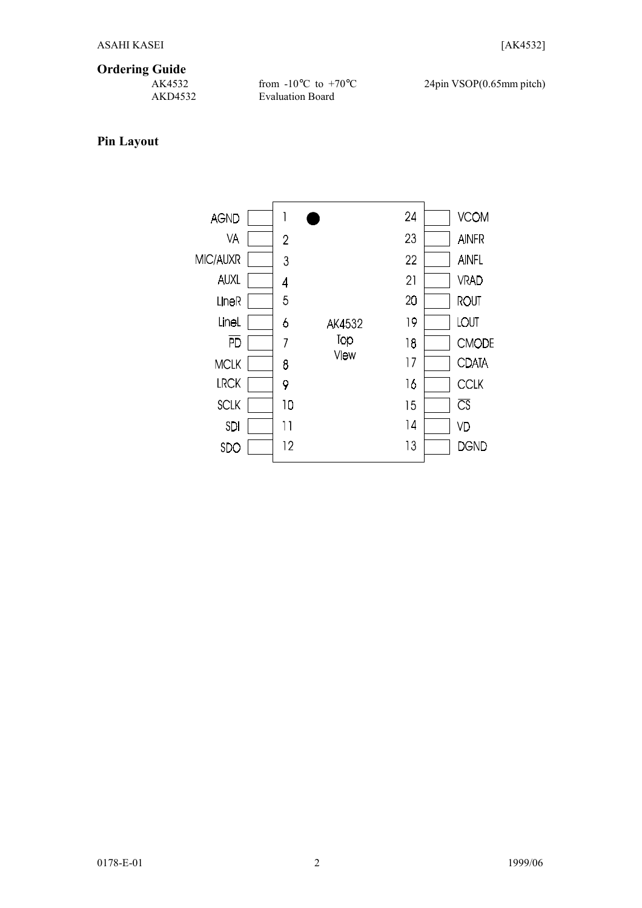## Ordering Guide

| | | |
|---|---|---|
| AK4532 | from -10°C to +70°C | 24pin VSOP(0.65mm pitch) |
| AKD4532 | Evaluation Board | |

## Pin Layout

AK4532 Top View

| Pin | Name | Pin | Name |
|---|---|---|---|
| 1 | AGND | 24 | VCOM |
| 2 | VA | 23 | AINFR |
| 3 | MIC/AUXR | 22 | AINFL |
| 4 | AUXL | 21 | VRAD |
| 5 | LineR | 20 | ROUT |
| 6 | LineL | 19 | LOUT |
| 7 | $\overline{PD}$ | 18 | CMODE |
| 8 | MCLK | 17 | CDATA |
| 9 | LRCK | 16 | CCLK |
| 10 | SCLK | 15 | $\overline{CS}$ |
| 11 | SDI | 14 | VD |
| 12 | SDO | 13 | DGND |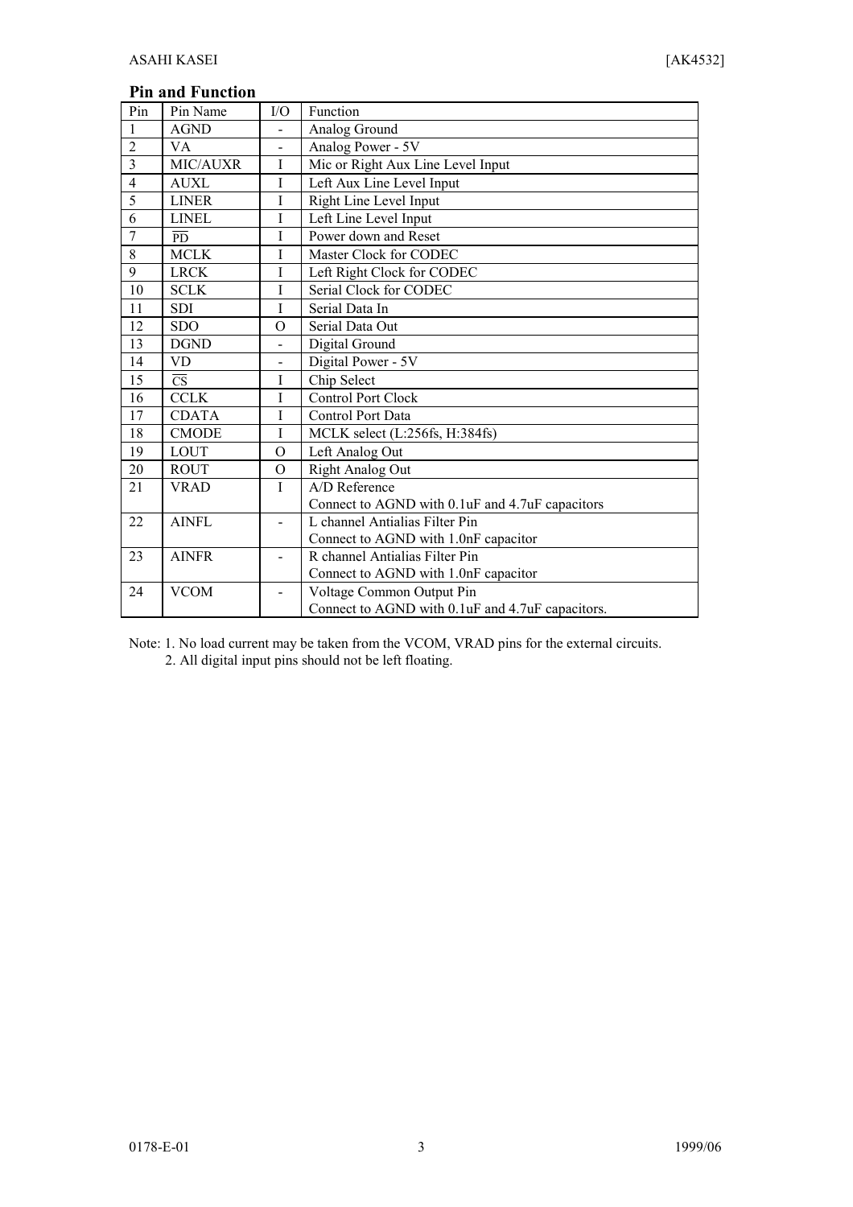## Pin and Function

| Pin | Pin Name | I/O | Function |
|---|---|---|---|
| 1 | AGND | - | Analog Ground |
| 2 | VA | - | Analog Power - 5V |
| 3 | MIC/AUXR | I | Mic or Right Aux Line Level Input |
| 4 | AUXL | I | Left Aux Line Level Input |
| 5 | LINER | I | Right Line Level Input |
| 6 | LINEL | I | Left Line Level Input |
| 7 | $\overline{PD}$ | I | Power down and Reset |
| 8 | MCLK | I | Master Clock for CODEC |
| 9 | LRCK | I | Left Right Clock for CODEC |
| 10 | SCLK | I | Serial Clock for CODEC |
| 11 | SDI | I | Serial Data In |
| 12 | SDO | O | Serial Data Out |
| 13 | DGND | - | Digital Ground |
| 14 | VD | - | Digital Power - 5V |
| 15 | $\overline{CS}$ | I | Chip Select |
| 16 | CCLK | I | Control Port Clock |
| 17 | CDATA | I | Control Port Data |
| 18 | CMODE | I | MCLK select (L:256fs, H:384fs) |
| 19 | LOUT | O | Left Analog Out |
| 20 | ROUT | O | Right Analog Out |
| 21 | VRAD | I | A/D Reference<br>Connect to AGND with 0.1uF and 4.7uF capacitors |
| 22 | AINFL | - | L channel Antialias Filter Pin<br>Connect to AGND with 1.0nF capacitor |
| 23 | AINFR | - | R channel Antialias Filter Pin<br>Connect to AGND with 1.0nF capacitor |
| 24 | VCOM | - | Voltage Common Output Pin<br>Connect to AGND with 0.1uF and 4.7uF capacitors. |

Note: 1. No load current may be taken from the VCOM, VRAD pins for the external circuits.
2. All digital input pins should not be left floating.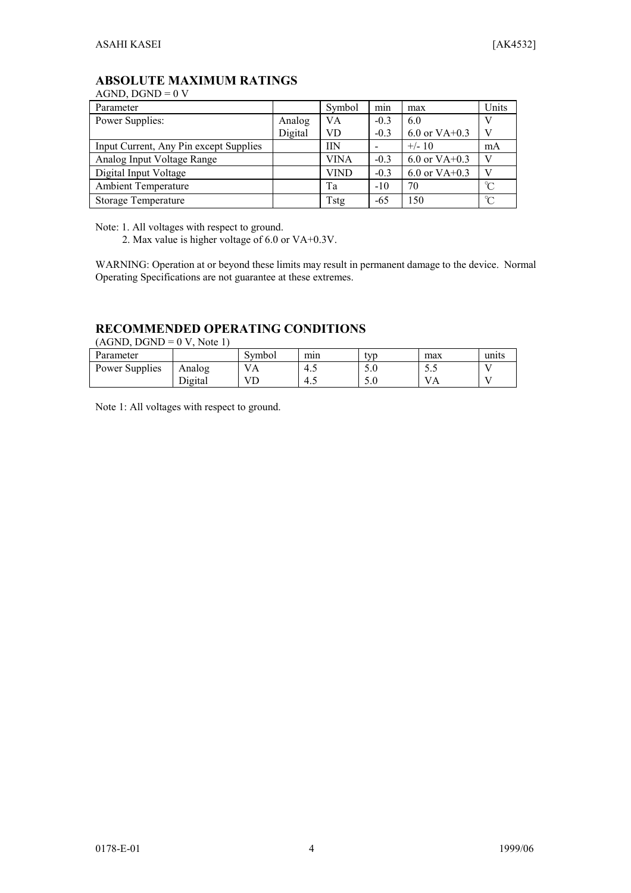## ABSOLUTE MAXIMUM RATINGS

AGND, DGND = 0 V

| Parameter | | Symbol | min | max | Units |
|---|---|---|---|---|---|
| Power Supplies: | Analog | VA | -0.3 | 6.0 | V |
| | Digital | VD | -0.3 | 6.0 or VA+0.3 | V |
| Input Current, Any Pin except Supplies | | IIN | - | +/- 10 | mA |
| Analog Input Voltage Range | | VINA | -0.3 | 6.0 or VA+0.3 | V |
| Digital Input Voltage | | VIND | -0.3 | 6.0 or VA+0.3 | V |
| Ambient Temperature | | Ta | -10 | 70 | ℃ |
| Storage Temperature | | Tstg | -65 | 150 | ℃ |

Note: 1. All voltages with respect to ground.

2. Max value is higher voltage of 6.0 or VA+0.3V.

WARNING: Operation at or beyond these limits may result in permanent damage to the device. Normal Operating Specifications are not guarantee at these extremes.

## RECOMMENDED OPERATING CONDITIONS

(AGND, DGND = 0 V, Note 1)

| Parameter | | Symbol | min | typ | max | units |
|---|---|---|---|---|---|---|
| Power Supplies | Analog | VA | 4.5 | 5.0 | 5.5 | V |
| | Digital | VD | 4.5 | 5.0 | VA | V |

Note 1: All voltages with respect to ground.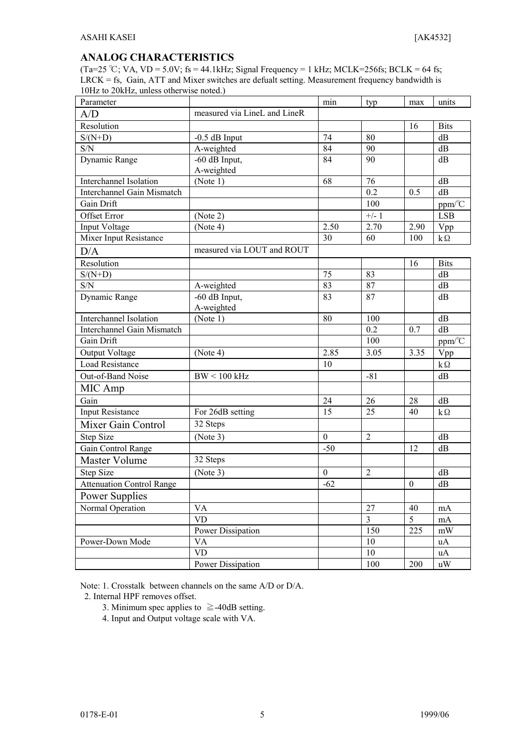## ANALOG CHARACTERISTICS

(Ta=25 ℃; VA, VD = 5.0V; fs = 44.1kHz; Signal Frequency = 1 kHz; MCLK=256fs; BCLK = 64 fs; LRCK = fs, Gain, ATT and Mixer switches are defualt setting. Measurement frequency bandwidth is 10Hz to 20kHz, unless otherwise noted.)

| Parameter | | min | typ | max | units |
|---|---|---|---|---|---|
| A/D | measured via LineL and LineR | | | | |
| Resolution | | | | 16 | Bits |
| S/(N+D) | -0.5 dB Input | 74 | 80 | | dB |
| S/N | A-weighted | 84 | 90 | | dB |
| Dynamic Range | -60 dB Input, A-weighted | 84 | 90 | | dB |
| Interchannel Isolation | (Note 1) | 68 | 76 | | dB |
| Interchannel Gain Mismatch | | | 0.2 | 0.5 | dB |
| Gain Drift | | | 100 | | ppm/℃ |
| Offset Error | (Note 2) | | +/- 1 | | LSB |
| Input Voltage | (Note 4) | 2.50 | 2.70 | 2.90 | Vpp |
| Mixer Input Resistance | | 30 | 60 | 100 | kΩ |
| D/A | measured via LOUT and ROUT | | | | |
| Resolution | | | | 16 | Bits |
| S/(N+D) | | 75 | 83 | | dB |
| S/N | A-weighted | 83 | 87 | | dB |
| Dynamic Range | -60 dB Input, A-weighted | 83 | 87 | | dB |
| Interchannel Isolation | (Note 1) | 80 | 100 | | dB |
| Interchannel Gain Mismatch | | | 0.2 | 0.7 | dB |
| Gain Drift | | | 100 | | ppm/℃ |
| Output Voltage | (Note 4) | 2.85 | 3.05 | 3.35 | Vpp |
| Load Resistance | | 10 | | | kΩ |
| Out-of-Band Noise | BW < 100 kHz | | -81 | | dB |
| MIC Amp | | | | | |
| Gain | | 24 | 26 | 28 | dB |
| Input Resistance | For 26dB setting | 15 | 25 | 40 | kΩ |
| Mixer Gain Control | 32 Steps | | | | |
| Step Size | (Note 3) | 0 | 2 | | dB |
| Gain Control Range | | -50 | | 12 | dB |
| Master Volume | 32 Steps | | | | |
| Step Size | (Note 3) | 0 | 2 | | dB |
| Attenuation Control Range | | -62 | | 0 | dB |
| Power Supplies | | | | | |
| Normal Operation | VA | | 27 | 40 | mA |
| | VD | | 3 | 5 | mA |
| | Power Dissipation | | 150 | 225 | mW |
| Power-Down Mode | VA | | 10 | | uA |
| | VD | | 10 | | uA |
| | Power Dissipation | | 100 | 200 | uW |

Note: 1. Crosstalk between channels on the same A/D or D/A.
2. Internal HPF removes offset.
3. Minimum spec applies to ≧-40dB setting.
4. Input and Output voltage scale with VA.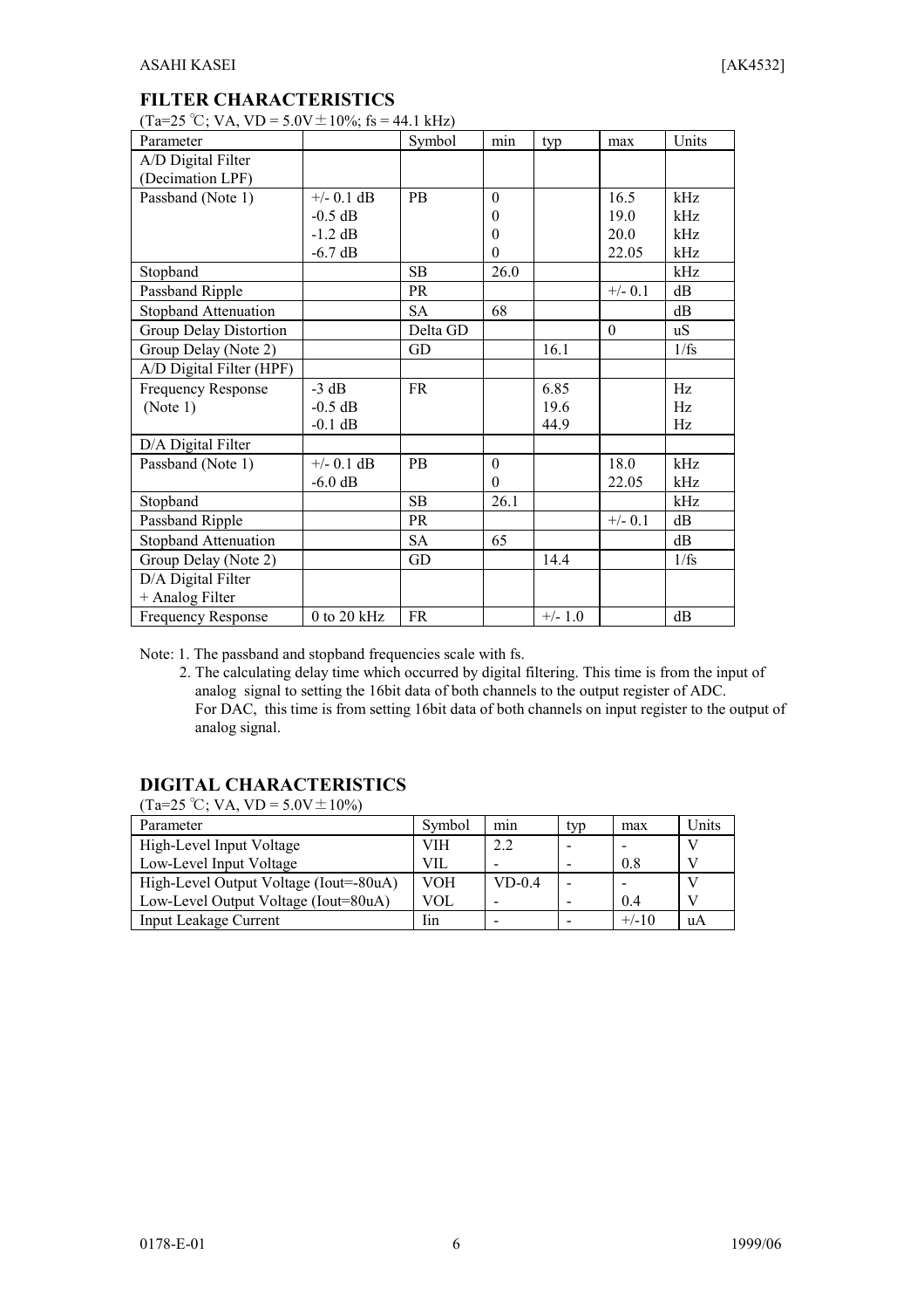## FILTER CHARACTERISTICS

(Ta=25 ℃; VA, VD = 5.0V±10%; fs = 44.1 kHz)

| Parameter | | Symbol | min | typ | max | Units |
|---|---|---|---|---|---|---|
| A/D Digital Filter (Decimation LPF) | | | | | | |
| Passband (Note 1) | +/- 0.1 dB | PB | 0 | | 16.5 | kHz |
| | -0.5 dB | | 0 | | 19.0 | kHz |
| | -1.2 dB | | 0 | | 20.0 | kHz |
| | -6.7 dB | | 0 | | 22.05 | kHz |
| Stopband | | SB | 26.0 | | | kHz |
| Passband Ripple | | PR | | | +/- 0.1 | dB |
| Stopband Attenuation | | SA | 68 | | | dB |
| Group Delay Distortion | | Delta GD | | | 0 | uS |
| Group Delay (Note 2) | | GD | | 16.1 | | 1/fs |
| A/D Digital Filter (HPF) | | | | | | |
| Frequency Response (Note 1) | -3 dB | FR | | 6.85 | | Hz |
| | -0.5 dB | | | 19.6 | | Hz |
| | -0.1 dB | | | 44.9 | | Hz |
| D/A Digital Filter | | | | | | |
| Passband (Note 1) | +/- 0.1 dB | PB | 0 | | 18.0 | kHz |
| | -6.0 dB | | 0 | | 22.05 | kHz |
| Stopband | | SB | 26.1 | | | kHz |
| Passband Ripple | | PR | | | +/- 0.1 | dB |
| Stopband Attenuation | | SA | 65 | | | dB |
| Group Delay (Note 2) | | GD | | 14.4 | | 1/fs |
| D/A Digital Filter + Analog Filter | | | | | | |
| Frequency Response | 0 to 20 kHz | FR | | +/- 1.0 | | dB |

Note: 1. The passband and stopband frequencies scale with fs.

2. The calculating delay time which occurred by digital filtering. This time is from the input of analog signal to setting the 16bit data of both channels to the output register of ADC. For DAC, this time is from setting 16bit data of both channels on input register to the output of analog signal.

## DIGITAL CHARACTERISTICS

(Ta=25 ℃; VA, VD = 5.0V±10%)

| Parameter | Symbol | min | typ | max | Units |
|---|---|---|---|---|---|
| High-Level Input Voltage | VIH | 2.2 | - | - | V |
| Low-Level Input Voltage | VIL | - | - | 0.8 | V |
| High-Level Output Voltage (Iout=-80uA) | VOH | VD-0.4 | - | - | V |
| Low-Level Output Voltage (Iout=80uA) | VOL | - | - | 0.4 | V |
| Input Leakage Current | Iin | - | - | +/-10 | uA |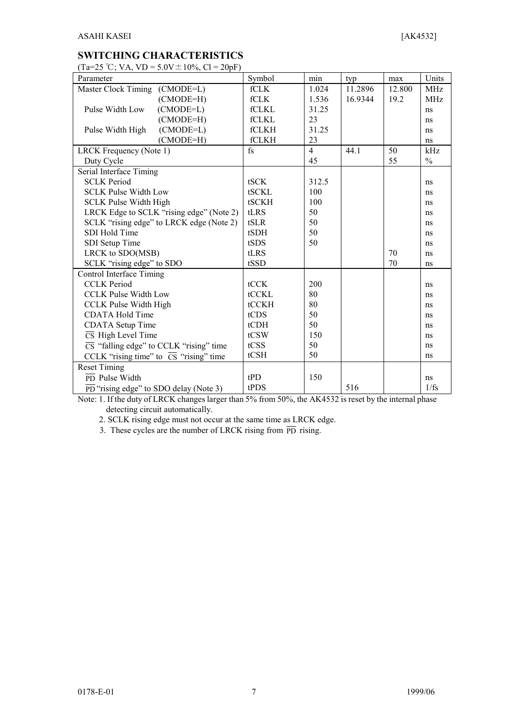## SWITCHING CHARACTERISTICS

(Ta=25 ℃; VA, VD = 5.0V ± 10%, Cl = 20pF)

| Parameter | Symbol | min | typ | max | Units |
|---|---|---|---|---|---|
| Master Clock Timing (CMODE=L) | fCLK | 1.024 | 11.2896 | 12.800 | MHz |
| (CMODE=H) | fCLK | 1.536 | 16.9344 | 19.2 | MHz |
| Pulse Width Low (CMODE=L) | fCLKL | 31.25 | | | ns |
| (CMODE=H) | fCLKL | 23 | | | ns |
| Pulse Width High (CMODE=L) | fCLKH | 31.25 | | | ns |
| (CMODE=H) | fCLKH | 23 | | | ns |
| LRCK Frequency (Note 1) | fs | 4 | 44.1 | 50 | kHz |
| Duty Cycle | | 45 | | 55 | % |
| Serial Interface Timing | | | | | |
| SCLK Period | tSCK | 312.5 | | | ns |
| SCLK Pulse Width Low | tSCKL | 100 | | | ns |
| SCLK Pulse Width High | tSCKH | 100 | | | ns |
| LRCK Edge to SCLK "rising edge" (Note 2) | tLRS | 50 | | | ns |
| SCLK "rising edge" to LRCK edge (Note 2) | tSLR | 50 | | | ns |
| SDI Hold Time | tSDH | 50 | | | ns |
| SDI Setup Time | tSDS | 50 | | | ns |
| LRCK to SDO(MSB) | tLRS | | | 70 | ns |
| SCLK "rising edge" to SDO | tSSD | | | 70 | ns |
| Control Interface Timing | | | | | |
| CCLK Period | tCCK | 200 | | | ns |
| CCLK Pulse Width Low | tCCKL | 80 | | | ns |
| CCLK Pulse Width High | tCCKH | 80 | | | ns |
| CDATA Hold Time | tCDS | 50 | | | ns |
| CDATA Setup Time | tCDH | 50 | | | ns |
| $\overline{\text{CS}}$ High Level Time | tCSW | 150 | | | ns |
| $\overline{\text{CS}}$ "falling edge" to CCLK "rising" time | tCSS | 50 | | | ns |
| CCLK "rising time" to $\overline{\text{CS}}$ "rising" time | tCSH | 50 | | | ns |
| Reset Timing | | | | | |
| $\overline{\text{PD}}$ Pulse Width | tPD | 150 | | | ns |
| $\overline{\text{PD}}$ "rising edge" to SDO delay (Note 3) | tPDS | | 516 | | 1/fs |

Note: 1. If the duty of LRCK changes larger than 5% from 50%, the AK4532 is reset by the internal phase detecting circuit automatically.

2. SCLK rising edge must not occur at the same time as LRCK edge.

3. These cycles are the number of LRCK rising from $\overline{\text{PD}}$ rising.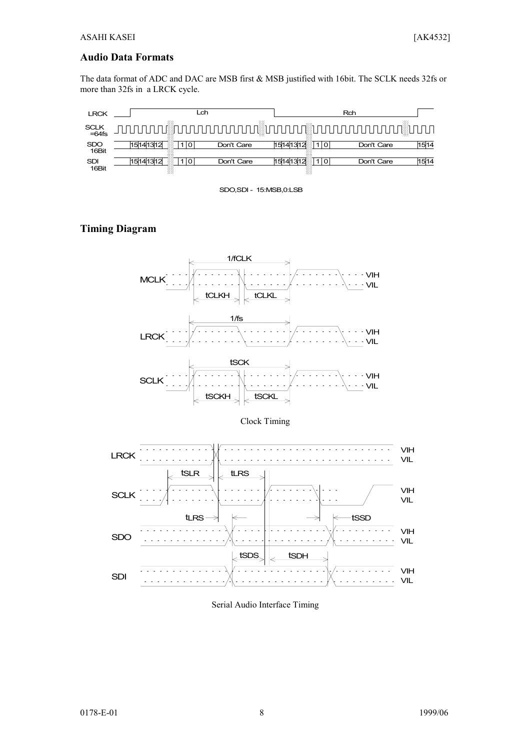## Audio Data Formats

The data format of ADC and DAC are MSB first & MSB justified with 16bit. The SCLK needs 32fs or more than 32fs in a LRCK cycle.

SDO,SDI - 15:MSB,0:LSB

## Timing Diagram

Clock Timing

Serial Audio Interface Timing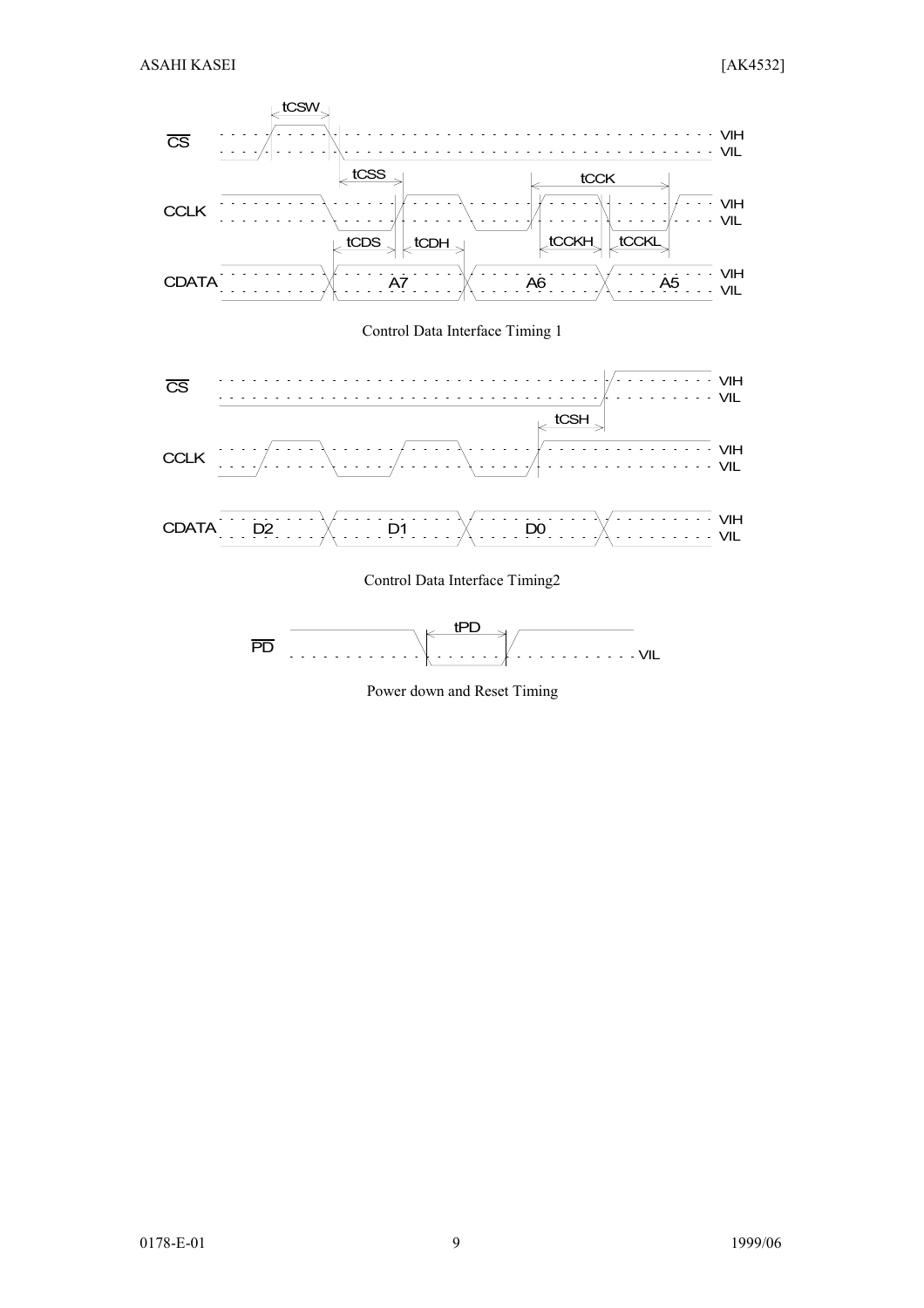Control Data Interface Timing 1

Control Data Interface Timing2

Power down and Reset Timing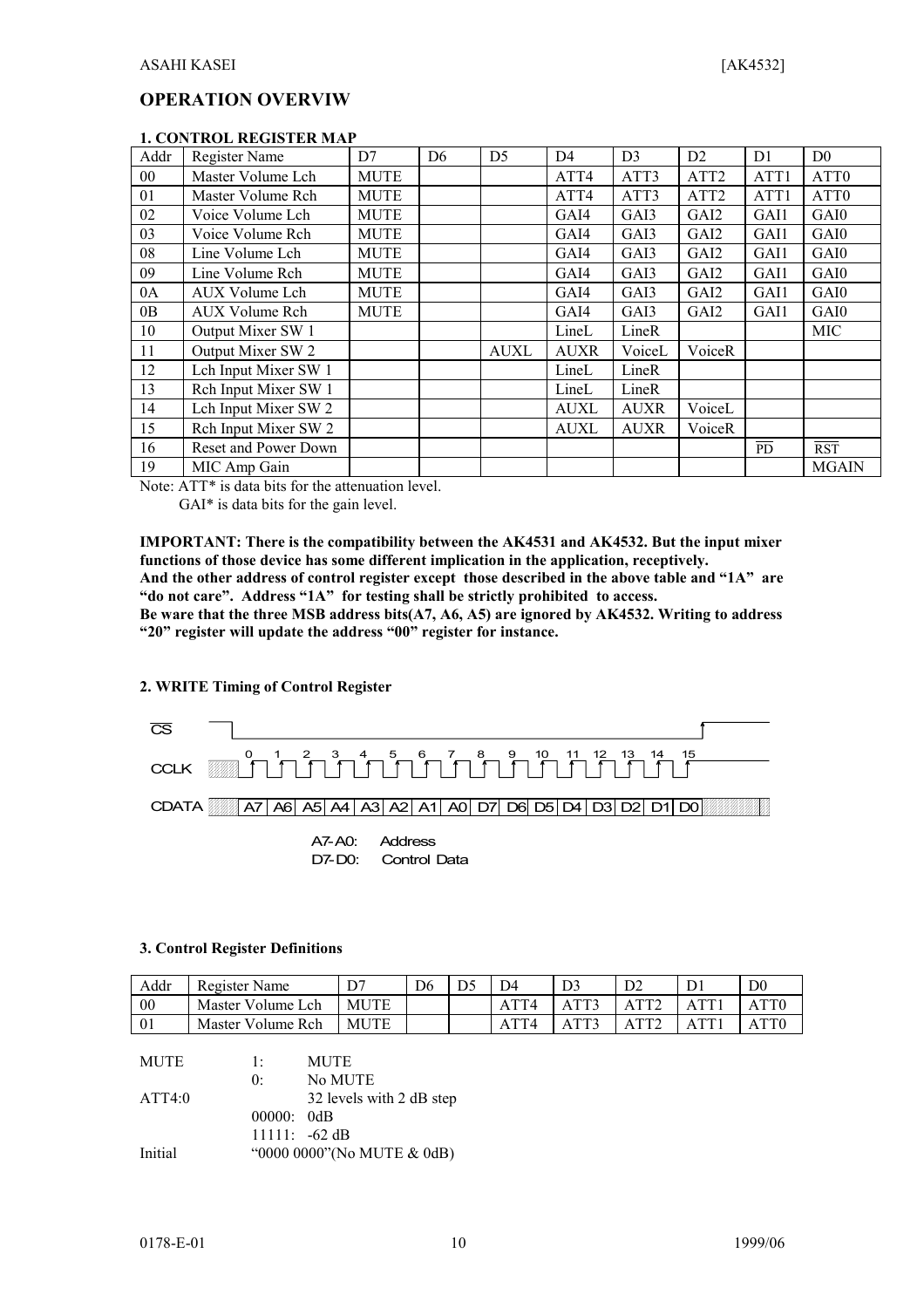## OPERATION OVERVIW

### 1. CONTROL REGISTER MAP

| Addr | Register Name | D7 | D6 | D5 | D4 | D3 | D2 | D1 | D0 |
|---|---|---|---|---|---|---|---|---|---|
| 00 | Master Volume Lch | MUTE | | | ATT4 | ATT3 | ATT2 | ATT1 | ATT0 |
| 01 | Master Volume Rch | MUTE | | | ATT4 | ATT3 | ATT2 | ATT1 | ATT0 |
| 02 | Voice Volume Lch | MUTE | | | GAI4 | GAI3 | GAI2 | GAI1 | GAI0 |
| 03 | Voice Volume Rch | MUTE | | | GAI4 | GAI3 | GAI2 | GAI1 | GAI0 |
| 08 | Line Volume Lch | MUTE | | | GAI4 | GAI3 | GAI2 | GAI1 | GAI0 |
| 09 | Line Volume Rch | MUTE | | | GAI4 | GAI3 | GAI2 | GAI1 | GAI0 |
| 0A | AUX Volume Lch | MUTE | | | GAI4 | GAI3 | GAI2 | GAI1 | GAI0 |
| 0B | AUX Volume Rch | MUTE | | | GAI4 | GAI3 | GAI2 | GAI1 | GAI0 |
| 10 | Output Mixer SW 1 | | | | LineL | LineR | | | MIC |
| 11 | Output Mixer SW 2 | | | AUXL | AUXR | VoiceL | VoiceR | | |
| 12 | Lch Input Mixer SW 1 | | | | LineL | LineR | | | |
| 13 | Rch Input Mixer SW 1 | | | | LineL | LineR | | | |
| 14 | Lch Input Mixer SW 2 | | | | AUXL | AUXR | VoiceL | | |
| 15 | Rch Input Mixer SW 2 | | | | AUXL | AUXR | VoiceR | | |
| 16 | Reset and Power Down | | | | | | | $\overline{PD}$ | $\overline{RST}$ |
| 19 | MIC Amp Gain | | | | | | | | MGAIN |

Note: ATT* is data bits for the attenuation level.
GAI* is data bits for the gain level.

**IMPORTANT: There is the compatibility between the AK4531 and AK4532. But the input mixer functions of those device has some different implication in the application, receptively.**
**And the other address of control register except those described in the above table and "1A" are "do not care". Address "1A" for testing shall be strictly prohibited to access.**
**Be ware that the three MSB address bits(A7, A6, A5) are ignored by AK4532. Writing to address "20" register will update the address "00" register for instance.**

### 2. WRITE Timing of Control Register

$\overline{CS}$

CCLK 0 1 2 3 4 5 6 7 8 9 10 11 12 13 14 15

CDATA A7 A6 A5 A4 A3 A2 A1 A0 D7 D6 D5 D4 D3 D2 D1 D0

A7-A0: Address
D7-D0: Control Data

### 3. Control Register Definitions

| Addr | Register Name | D7 | D6 | D5 | D4 | D3 | D2 | D1 | D0 |
|---|---|---|---|---|---|---|---|---|---|
| 00 | Master Volume Lch | MUTE | | | ATT4 | ATT3 | ATT2 | ATT1 | ATT0 |
| 01 | Master Volume Rch | MUTE | | | ATT4 | ATT3 | ATT2 | ATT1 | ATT0 |

MUTE 1: MUTE
0: No MUTE
ATT4:0 32 levels with 2 dB step
00000: 0dB
11111: -62 dB
Initial "0000 0000"(No MUTE & 0dB)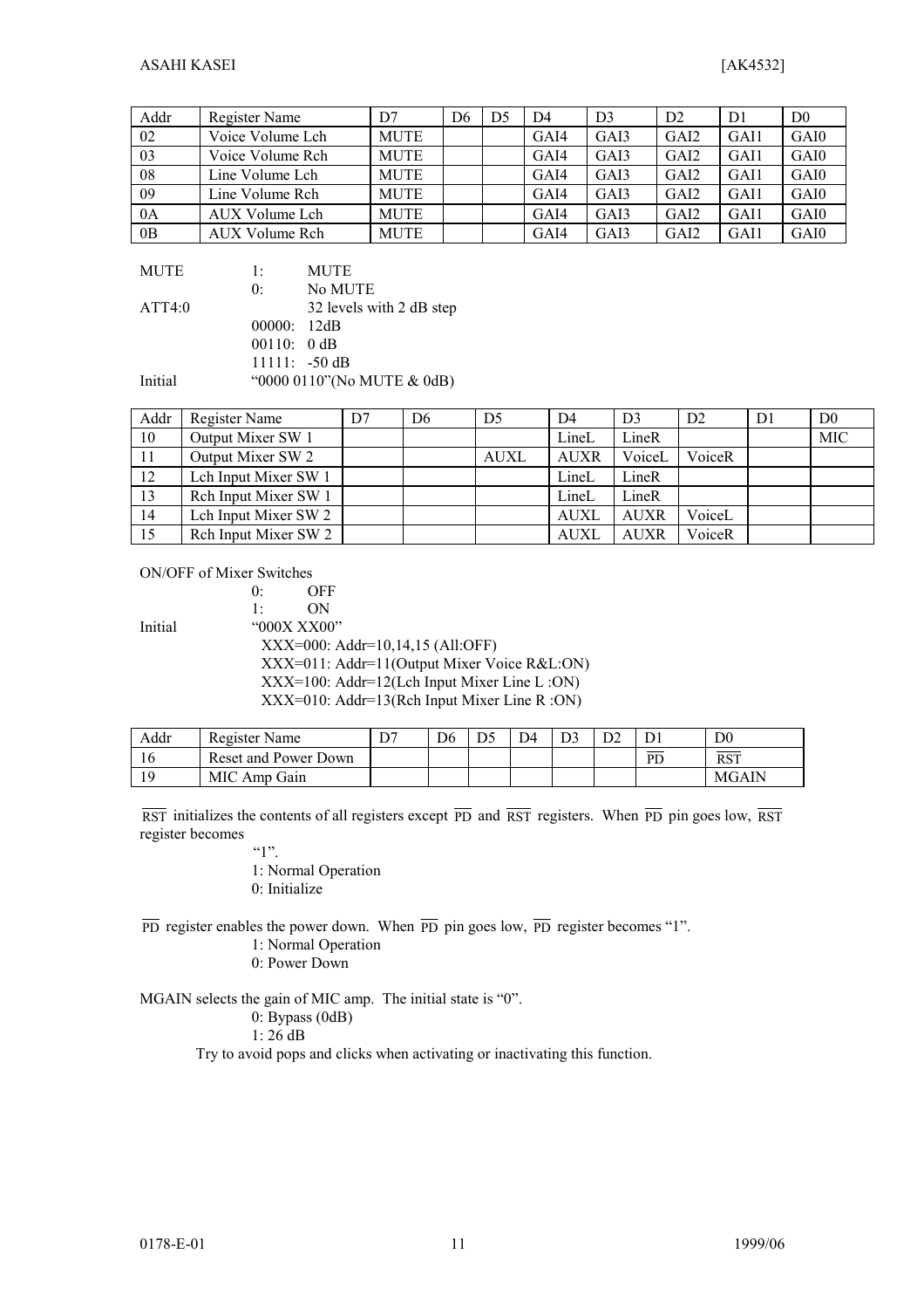| Addr | Register Name | D7 | D6 | D5 | D4 | D3 | D2 | D1 | D0 |
|---|---|---|---|---|---|---|---|---|---|
| 02 | Voice Volume Lch | MUTE | | | GAI4 | GAI3 | GAI2 | GAI1 | GAI0 |
| 03 | Voice Volume Rch | MUTE | | | GAI4 | GAI3 | GAI2 | GAI1 | GAI0 |
| 08 | Line Volume Lch | MUTE | | | GAI4 | GAI3 | GAI2 | GAI1 | GAI0 |
| 09 | Line Volume Rch | MUTE | | | GAI4 | GAI3 | GAI2 | GAI1 | GAI0 |
| 0A | AUX Volume Lch | MUTE | | | GAI4 | GAI3 | GAI2 | GAI1 | GAI0 |
| 0B | AUX Volume Rch | MUTE | | | GAI4 | GAI3 | GAI2 | GAI1 | GAI0 |

MUTE
- 1: MUTE
- 0: No MUTE

ATT4:0
- 32 levels with 2 dB step
- 00000: 12dB
- 00110: 0 dB
- 11111: -50 dB

Initial "0000 0110"(No MUTE & 0dB)

| Addr | Register Name | D7 | D6 | D5 | D4 | D3 | D2 | D1 | D0 |
|---|---|---|---|---|---|---|---|---|---|
| 10 | Output Mixer SW 1 | | | | LineL | LineR | | | MIC |
| 11 | Output Mixer SW 2 | | | AUXL | AUXR | VoiceL | VoiceR | | |
| 12 | Lch Input Mixer SW 1 | | | | LineL | LineR | | | |
| 13 | Rch Input Mixer SW 1 | | | | LineL | LineR | | | |
| 14 | Lch Input Mixer SW 2 | | | | AUXL | AUXR | VoiceL | | |
| 15 | Rch Input Mixer SW 2 | | | | AUXL | AUXR | VoiceR | | |

ON/OFF of Mixer Switches
- 0: OFF
- 1: ON

Initial "000X XX00"
- XXX=000: Addr=10,14,15 (All:OFF)
- XXX=011: Addr=11(Output Mixer Voice R&L:ON)
- XXX=100: Addr=12(Lch Input Mixer Line L :ON)
- XXX=010: Addr=13(Rch Input Mixer Line R :ON)

| Addr | Register Name | D7 | D6 | D5 | D4 | D3 | D2 | D1 | D0 |
|---|---|---|---|---|---|---|---|---|---|
| 16 | Reset and Power Down | | | | | | | $\overline{PD}$ | $\overline{RST}$ |
| 19 | MIC Amp Gain | | | | | | | | MGAIN |

$\overline{RST}$ initializes the contents of all registers except $\overline{PD}$ and $\overline{RST}$ registers. When $\overline{PD}$ pin goes low, $\overline{RST}$ register becomes "1".
- 1: Normal Operation
- 0: Initialize

$\overline{PD}$ register enables the power down. When $\overline{PD}$ pin goes low, $\overline{PD}$ register becomes "1".
- 1: Normal Operation
- 0: Power Down

MGAIN selects the gain of MIC amp. The initial state is "0".
- 0: Bypass (0dB)
- 1: 26 dB

Try to avoid pops and clicks when activating or inactivating this function.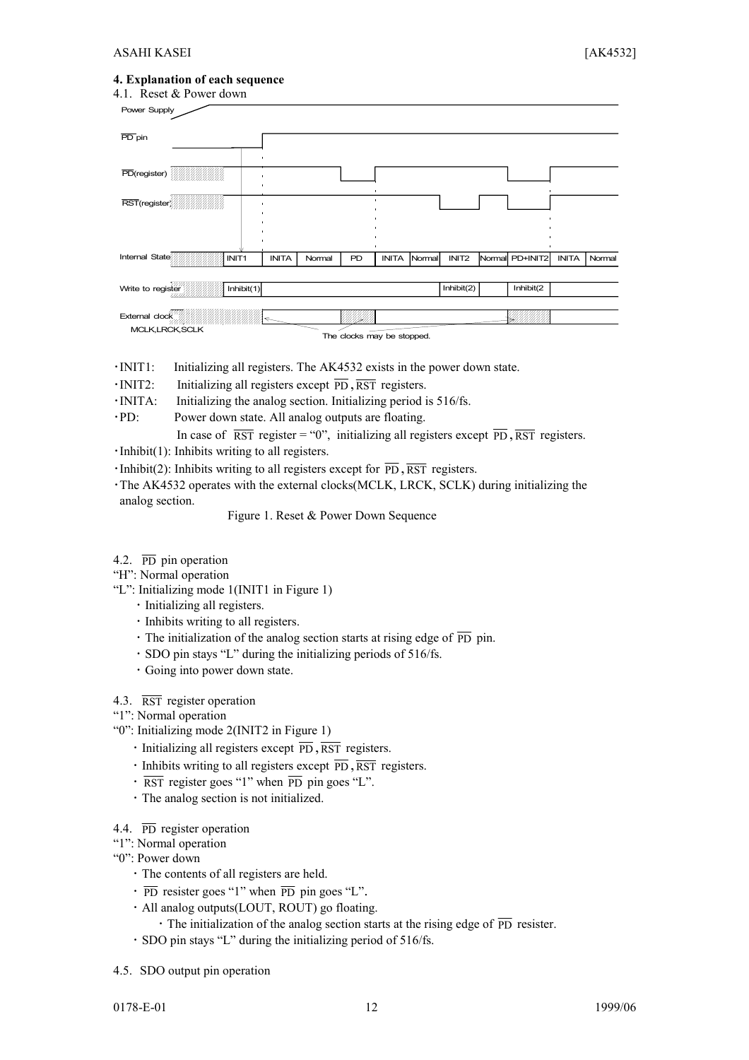## 4. Explanation of each sequence

4.1. Reset & Power down

| Power Supply | | | | | | | | | | | |
|---|---|---|---|---|---|---|---|---|---|---|---|
| Internal State | INIT1 | INITA | Normal | PD | INITA | Normal | INIT2 | Normal | PD+INIT2 | INITA | Normal |
| Write to register | Inhibit(1) | | | | | | Inhibit(2) | | Inhibit(2 | | |

External clock MCLK,LRCK,SCLK — The clocks may be stopped.

- INIT1: Initializing all registers. The AK4532 exists in the power down state.
- INIT2: Initializing all registers except $\overline{PD}$, $\overline{RST}$ registers.
- INITA: Initializing the analog section. Initializing period is 516/fs.
- PD: Power down state. All analog outputs are floating.
  In case of $\overline{RST}$ register = "0", initializing all registers except $\overline{PD}$, $\overline{RST}$ registers.
- Inhibit(1): Inhibits writing to all registers.
- Inhibit(2): Inhibits writing to all registers except for $\overline{PD}$, $\overline{RST}$ registers.
- The AK4532 operates with the external clocks(MCLK, LRCK, SCLK) during initializing the analog section.

Figure 1. Reset & Power Down Sequence

4.2. $\overline{PD}$ pin operation

"H": Normal operation

"L": Initializing mode 1(INIT1 in Figure 1)

- Initializing all registers.
- Inhibits writing to all registers.
- The initialization of the analog section starts at rising edge of $\overline{PD}$ pin.
- SDO pin stays "L" during the initializing periods of 516/fs.
- Going into power down state.

4.3. $\overline{RST}$ register operation

"1": Normal operation

"0": Initializing mode 2(INIT2 in Figure 1)

- Initializing all registers except $\overline{PD}$, $\overline{RST}$ registers.
- Inhibits writing to all registers except $\overline{PD}$, $\overline{RST}$ registers.
- $\overline{RST}$ register goes "1" when $\overline{PD}$ pin goes "L".
- The analog section is not initialized.

4.4. $\overline{PD}$ register operation

"1": Normal operation

"0": Power down

- The contents of all registers are held.
- $\overline{PD}$ resister goes "1" when $\overline{PD}$ pin goes "L".
- All analog outputs(LOUT, ROUT) go floating.
  - The initialization of the analog section starts at the rising edge of $\overline{PD}$ resister.
- SDO pin stays "L" during the initializing period of 516/fs.

4.5. SDO output pin operation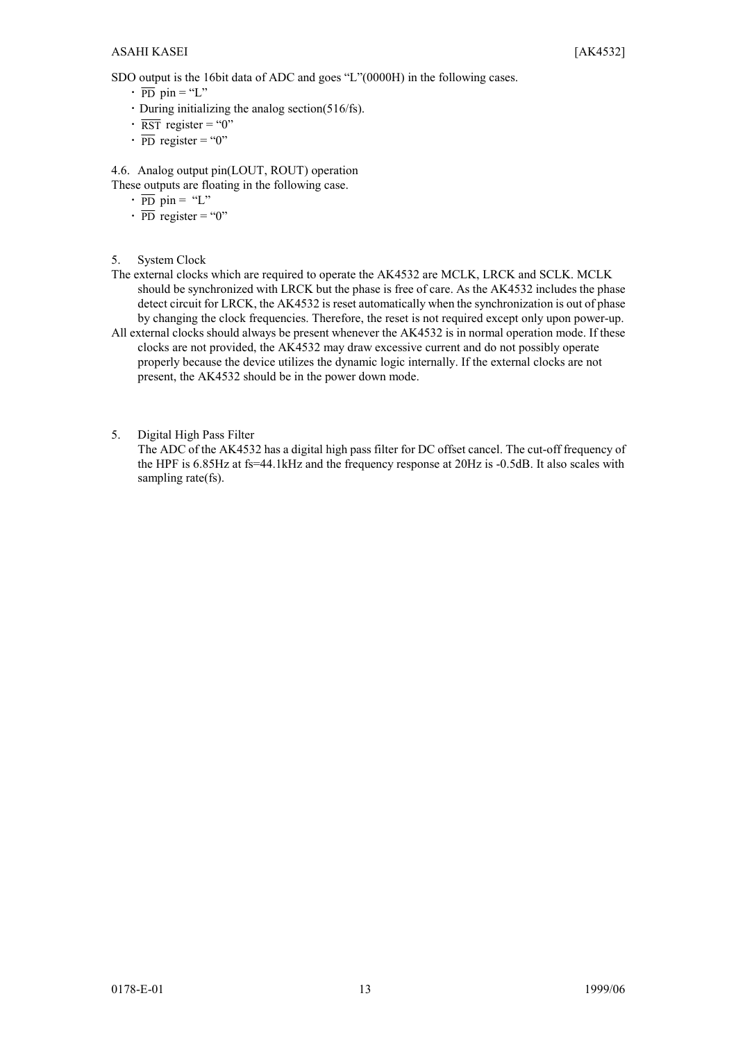SDO output is the 16bit data of ADC and goes "L"(0000H) in the following cases.

- $\overline{\text{PD}}$ pin = "L"
- During initializing the analog section(516/fs).
- $\overline{\text{RST}}$ register = "0"
- $\overline{\text{PD}}$ register = "0"

4.6. Analog output pin(LOUT, ROUT) operation

These outputs are floating in the following case.

- $\overline{\text{PD}}$ pin = "L"
- $\overline{\text{PD}}$ register = "0"

5. System Clock

The external clocks which are required to operate the AK4532 are MCLK, LRCK and SCLK. MCLK should be synchronized with LRCK but the phase is free of care. As the AK4532 includes the phase detect circuit for LRCK, the AK4532 is reset automatically when the synchronization is out of phase by changing the clock frequencies. Therefore, the reset is not required except only upon power-up.

All external clocks should always be present whenever the AK4532 is in normal operation mode. If these clocks are not provided, the AK4532 may draw excessive current and do not possibly operate properly because the device utilizes the dynamic logic internally. If the external clocks are not present, the AK4532 should be in the power down mode.

5. Digital High Pass Filter

The ADC of the AK4532 has a digital high pass filter for DC offset cancel. The cut-off frequency of the HPF is 6.85Hz at fs=44.1kHz and the frequency response at 20Hz is -0.5dB. It also scales with sampling rate(fs).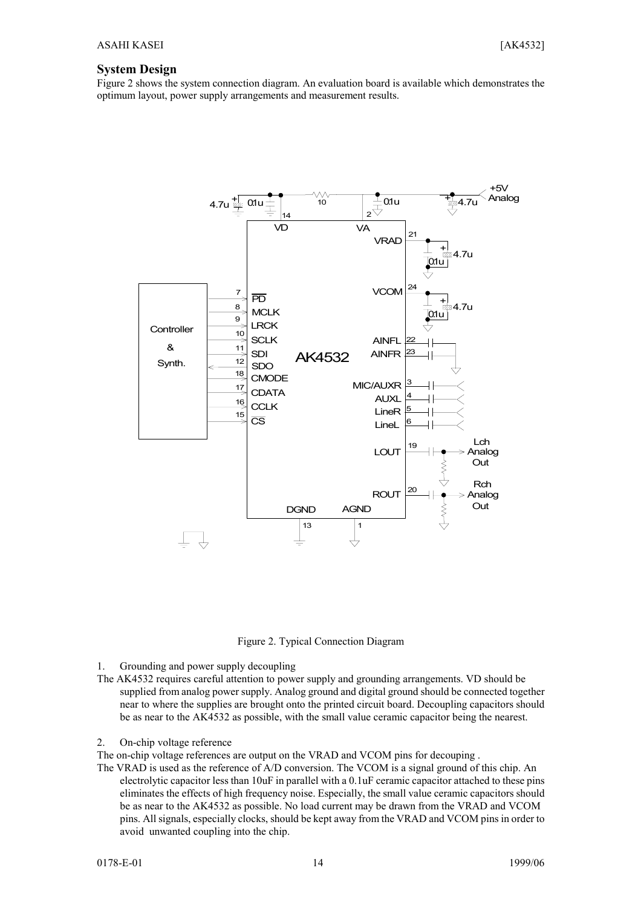## System Design

Figure 2 shows the system connection diagram. An evaluation board is available which demonstrates the optimum layout, power supply arrangements and measurement results.

Figure 2. Typical Connection Diagram

1. Grounding and power supply decoupling

The AK4532 requires careful attention to power supply and grounding arrangements. VD should be supplied from analog power supply. Analog ground and digital ground should be connected together near to where the supplies are brought onto the printed circuit board. Decoupling capacitors should be as near to the AK4532 as possible, with the small value ceramic capacitor being the nearest.

2. On-chip voltage reference

The on-chip voltage references are output on the VRAD and VCOM pins for decouping .

The VRAD is used as the reference of A/D conversion. The VCOM is a signal ground of this chip. An electrolytic capacitor less than 10uF in parallel with a 0.1uF ceramic capacitor attached to these pins eliminates the effects of high frequency noise. Especially, the small value ceramic capacitors should be as near to the AK4532 as possible. No load current may be drawn from the VRAD and VCOM pins. All signals, especially clocks, should be kept away from the VRAD and VCOM pins in order to avoid unwanted coupling into the chip.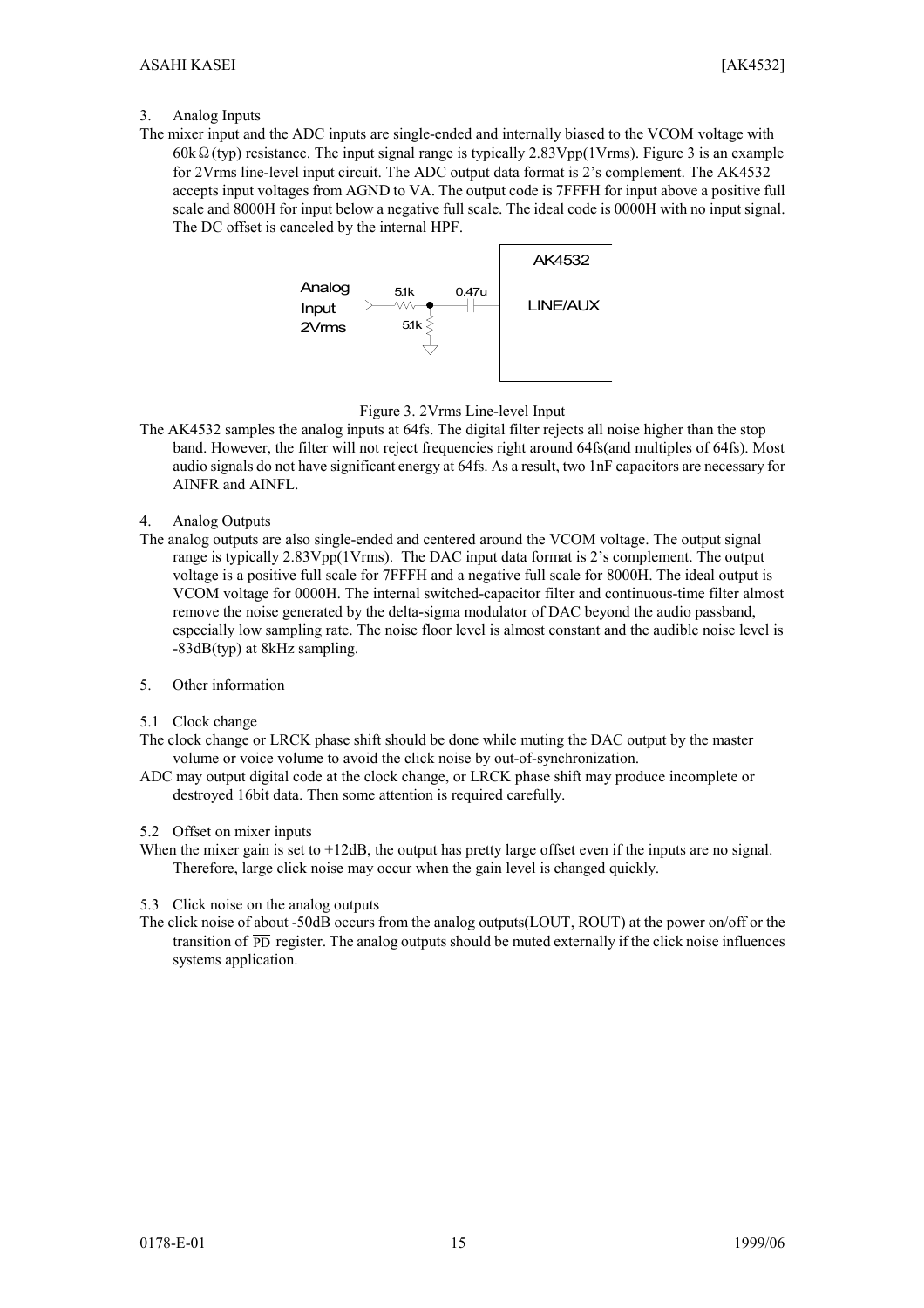3. Analog Inputs

The mixer input and the ADC inputs are single-ended and internally biased to the VCOM voltage with 60kΩ(typ) resistance. The input signal range is typically 2.83Vpp(1Vrms). Figure 3 is an example for 2Vrms line-level input circuit. The ADC output data format is 2's complement. The AK4532 accepts input voltages from AGND to VA. The output code is 7FFFH for input above a positive full scale and 8000H for input below a negative full scale. The ideal code is 0000H with no input signal. The DC offset is canceled by the internal HPF.

Figure 3. 2Vrms Line-level Input

The AK4532 samples the analog inputs at 64fs. The digital filter rejects all noise higher than the stop band. However, the filter will not reject frequencies right around 64fs(and multiples of 64fs). Most audio signals do not have significant energy at 64fs. As a result, two 1nF capacitors are necessary for AINFR and AINFL.

4. Analog Outputs

The analog outputs are also single-ended and centered around the VCOM voltage. The output signal range is typically 2.83Vpp(1Vrms). The DAC input data format is 2's complement. The output voltage is a positive full scale for 7FFFH and a negative full scale for 8000H. The ideal output is VCOM voltage for 0000H. The internal switched-capacitor filter and continuous-time filter almost remove the noise generated by the delta-sigma modulator of DAC beyond the audio passband, especially low sampling rate. The noise floor level is almost constant and the audible noise level is -83dB(typ) at 8kHz sampling.

5. Other information

5.1 Clock change

The clock change or LRCK phase shift should be done while muting the DAC output by the master volume or voice volume to avoid the click noise by out-of-synchronization.

ADC may output digital code at the clock change, or LRCK phase shift may produce incomplete or destroyed 16bit data. Then some attention is required carefully.

5.2 Offset on mixer inputs

When the mixer gain is set to +12dB, the output has pretty large offset even if the inputs are no signal. Therefore, large click noise may occur when the gain level is changed quickly.

5.3 Click noise on the analog outputs

The click noise of about -50dB occurs from the analog outputs(LOUT, ROUT) at the power on/off or the transition of $\overline{\text{PD}}$ register. The analog outputs should be muted externally if the click noise influences systems application.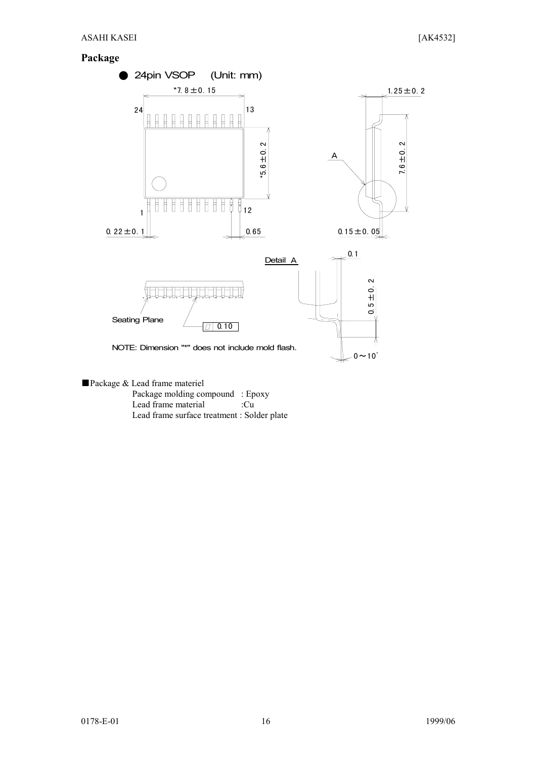## Package

● 24pin VSOP (Unit: mm)

*7.8±0.15

24 13

*5.6±0.2

1 12

0.22±0.1 0.65

1.25±0.2

A

7.6±0.2

0.15±0.05

Detail A

0.1

0.5±0.2

Seating Plane

0.10

NOTE: Dimension "*" does not include mold flash.

0～10°

■Package & Lead frame materiel

Package molding compound : Epoxy
Lead frame material :Cu
Lead frame surface treatment : Solder plate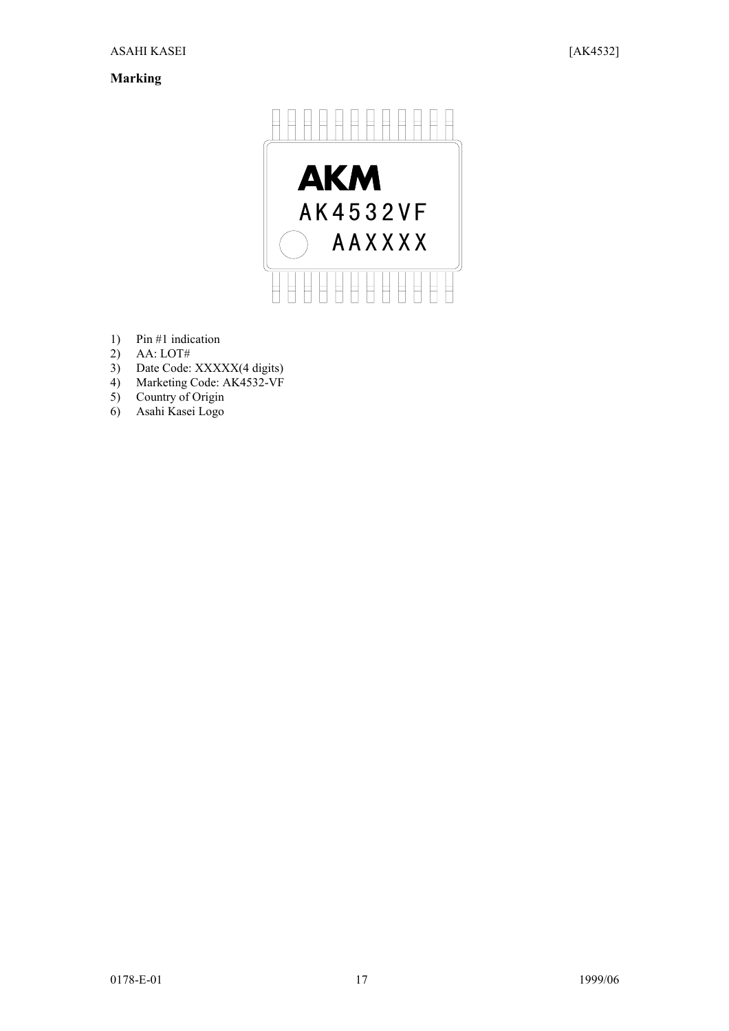## Marking

AKM
AK4532VF
AAXXXX

1) Pin #1 indication
2) AA: LOT#
3) Date Code: XXXXX(4 digits)
4) Marketing Code: AK4532-VF
5) Country of Origin
6) Asahi Kasei Logo